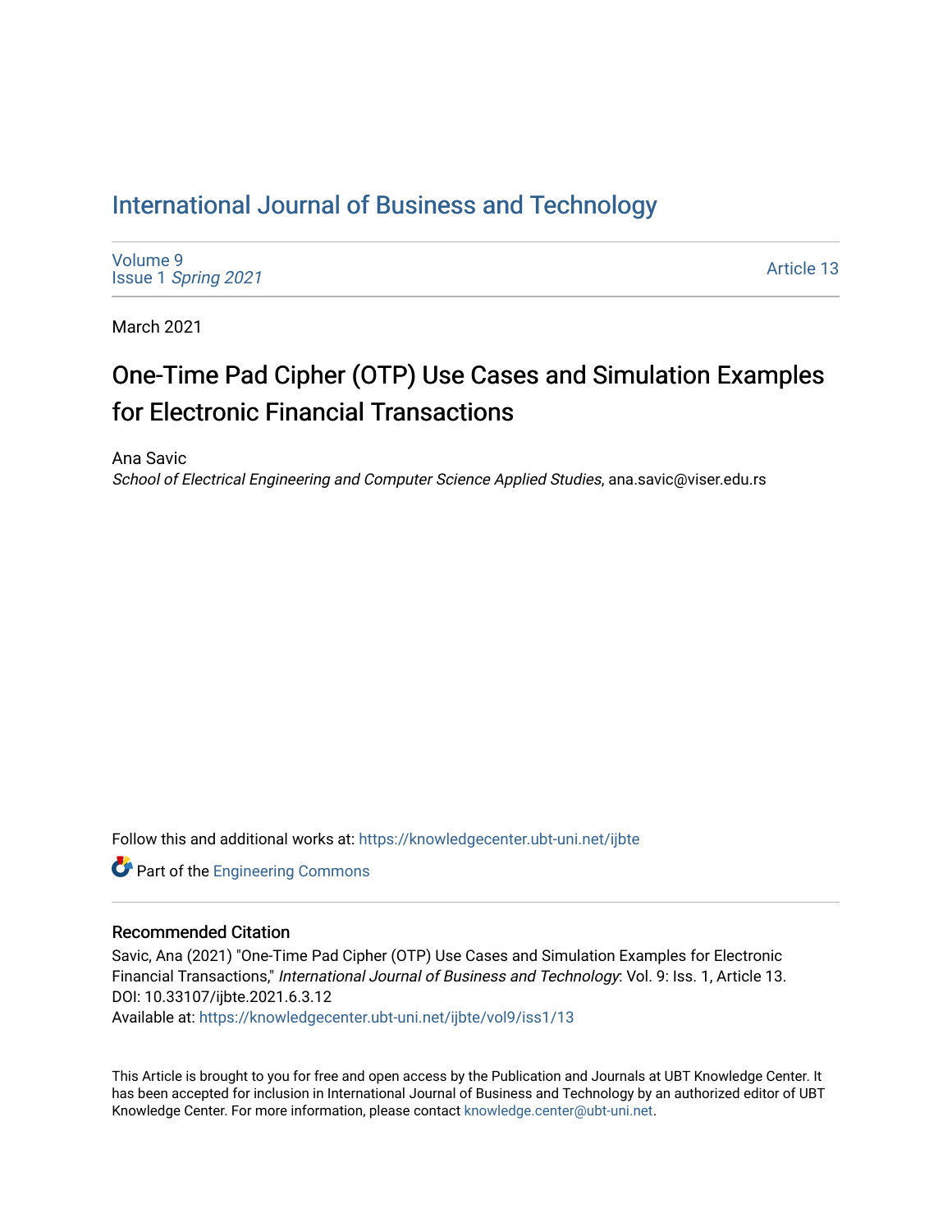# International Journal of Business and Technology

Volume 9
Issue 1 *Spring 2021*

Article 13

March 2021

## One-Time Pad Cipher (OTP) Use Cases and Simulation Examples for Electronic Financial Transactions

Ana Savic
*School of Electrical Engineering and Computer Science Applied Studies*, ana.savic@viser.edu.rs

Follow this and additional works at: https://knowledgecenter.ubt-uni.net/ijbte

Part of the Engineering Commons

### Recommended Citation

Savic, Ana (2021) "One-Time Pad Cipher (OTP) Use Cases and Simulation Examples for Electronic Financial Transactions," *International Journal of Business and Technology*: Vol. 9: Iss. 1, Article 13.
DOI: 10.33107/ijbte.2021.6.3.12
Available at: https://knowledgecenter.ubt-uni.net/ijbte/vol9/iss1/13

This Article is brought to you for free and open access by the Publication and Journals at UBT Knowledge Center. It has been accepted for inclusion in International Journal of Business and Technology by an authorized editor of UBT Knowledge Center. For more information, please contact knowledge.center@ubt-uni.net.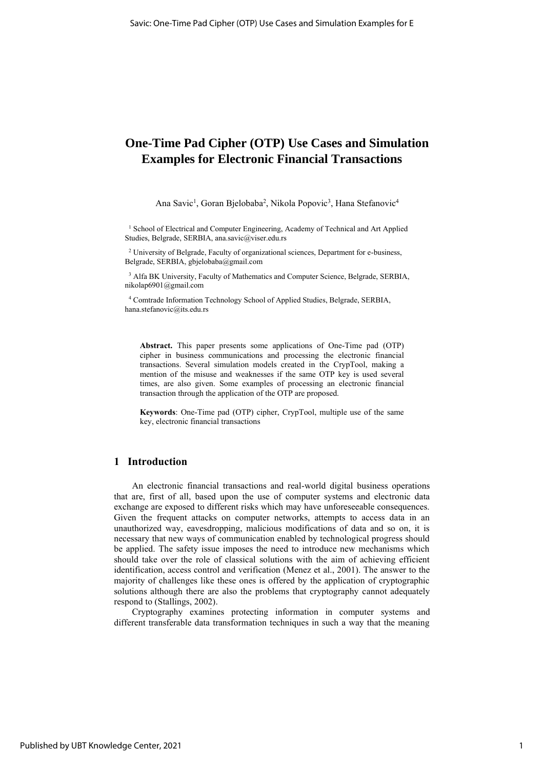# One-Time Pad Cipher (OTP) Use Cases and Simulation Examples for Electronic Financial Transactions

Ana Savic[1], Goran Bjelobaba[2], Nikola Popovic[3], Hana Stefanovic[4]

[1] School of Electrical and Computer Engineering, Academy of Technical and Art Applied Studies, Belgrade, SERBIA, ana.savic@viser.edu.rs

[2] University of Belgrade, Faculty of organizational sciences, Department for e-business, Belgrade, SERBIA, gbjelobaba@gmail.com

[3] Alfa BK University, Faculty of Mathematics and Computer Science, Belgrade, SERBIA, nikolap6901@gmail.com

[4] Comtrade Information Technology School of Applied Studies, Belgrade, SERBIA, hana.stefanovic@its.edu.rs

**Abstract.** This paper presents some applications of One-Time pad (OTP) cipher in business communications and processing the electronic financial transactions. Several simulation models created in the CrypTool, making a mention of the misuse and weaknesses if the same OTP key is used several times, are also given. Some examples of processing an electronic financial transaction through the application of the OTP are proposed.

**Keywords**: One-Time pad (OTP) cipher, CrypTool, multiple use of the same key, electronic financial transactions

## 1 Introduction

An electronic financial transactions and real-world digital business operations that are, first of all, based upon the use of computer systems and electronic data exchange are exposed to different risks which may have unforeseeable consequences. Given the frequent attacks on computer networks, attempts to access data in an unauthorized way, eavesdropping, malicious modifications of data and so on, it is necessary that new ways of communication enabled by technological progress should be applied. The safety issue imposes the need to introduce new mechanisms which should take over the role of classical solutions with the aim of achieving efficient identification, access control and verification (Menez et al., 2001). The answer to the majority of challenges like these ones is offered by the application of cryptographic solutions although there are also the problems that cryptography cannot adequately respond to (Stallings, 2002).

Cryptography examines protecting information in computer systems and different transferable data transformation techniques in such a way that the meaning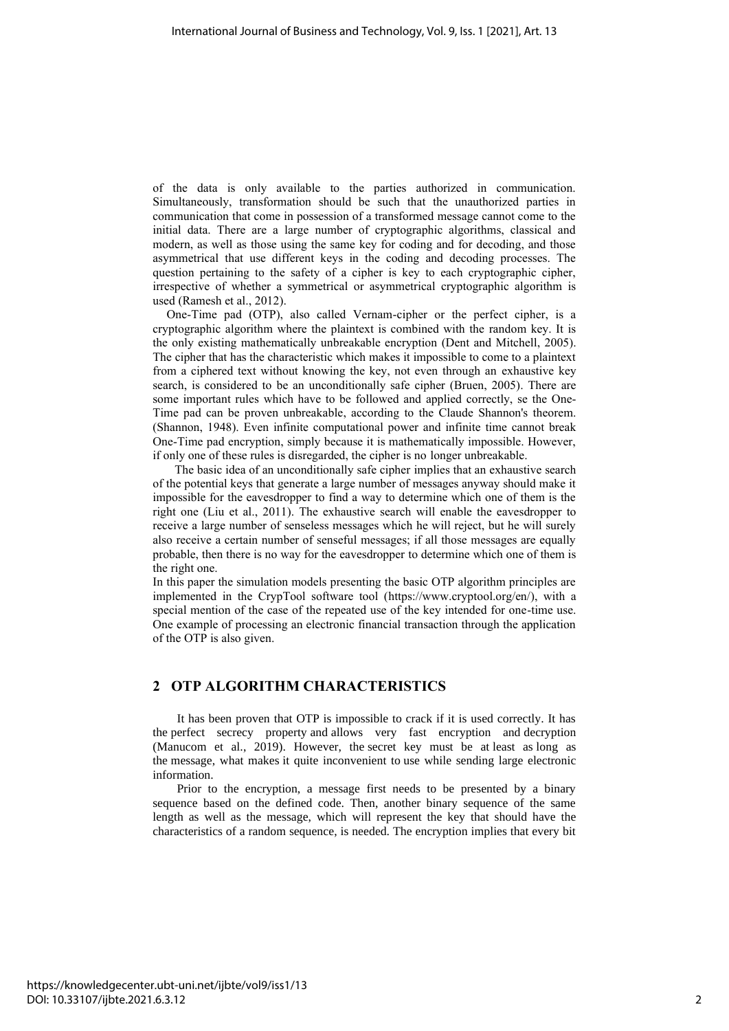of the data is only available to the parties authorized in communication. Simultaneously, transformation should be such that the unauthorized parties in communication that come in possession of a transformed message cannot come to the initial data. There are a large number of cryptographic algorithms, classical and modern, as well as those using the same key for coding and for decoding, and those asymmetrical that use different keys in the coding and decoding processes. The question pertaining to the safety of a cipher is key to each cryptographic cipher, irrespective of whether a symmetrical or asymmetrical cryptographic algorithm is used (Ramesh et al., 2012).

One-Time pad (OTP), also called Vernam-cipher or the perfect cipher, is a cryptographic algorithm where the plaintext is combined with the random key. It is the only existing mathematically unbreakable encryption (Dent and Mitchell, 2005). The cipher that has the characteristic which makes it impossible to come to a plaintext from a ciphered text without knowing the key, not even through an exhaustive key search, is considered to be an unconditionally safe cipher (Bruen, 2005). There are some important rules which have to be followed and applied correctly, se the One-Time pad can be proven unbreakable, according to the Claude Shannon's theorem. (Shannon, 1948). Even infinite computational power and infinite time cannot break One-Time pad encryption, simply because it is mathematically impossible. However, if only one of these rules is disregarded, the cipher is no longer unbreakable.

The basic idea of an unconditionally safe cipher implies that an exhaustive search of the potential keys that generate a large number of messages anyway should make it impossible for the eavesdropper to find a way to determine which one of them is the right one (Liu et al., 2011). The exhaustive search will enable the eavesdropper to receive a large number of senseless messages which he will reject, but he will surely also receive a certain number of senseful messages; if all those messages are equally probable, then there is no way for the eavesdropper to determine which one of them is the right one.

In this paper the simulation models presenting the basic OTP algorithm principles are implemented in the CrypTool software tool (https://www.cryptool.org/en/), with a special mention of the case of the repeated use of the key intended for one-time use. One example of processing an electronic financial transaction through the application of the OTP is also given.

## 2 OTP ALGORITHM CHARACTERISTICS

It has been proven that OTP is impossible to crack if it is used correctly. It has the perfect secrecy property and allows very fast encryption and decryption (Manucom et al., 2019). However, the secret key must be at least as long as the message, what makes it quite inconvenient to use while sending large electronic information.

Prior to the encryption, a message first needs to be presented by a binary sequence based on the defined code. Then, another binary sequence of the same length as well as the message, which will represent the key that should have the characteristics of a random sequence, is needed. The encryption implies that every bit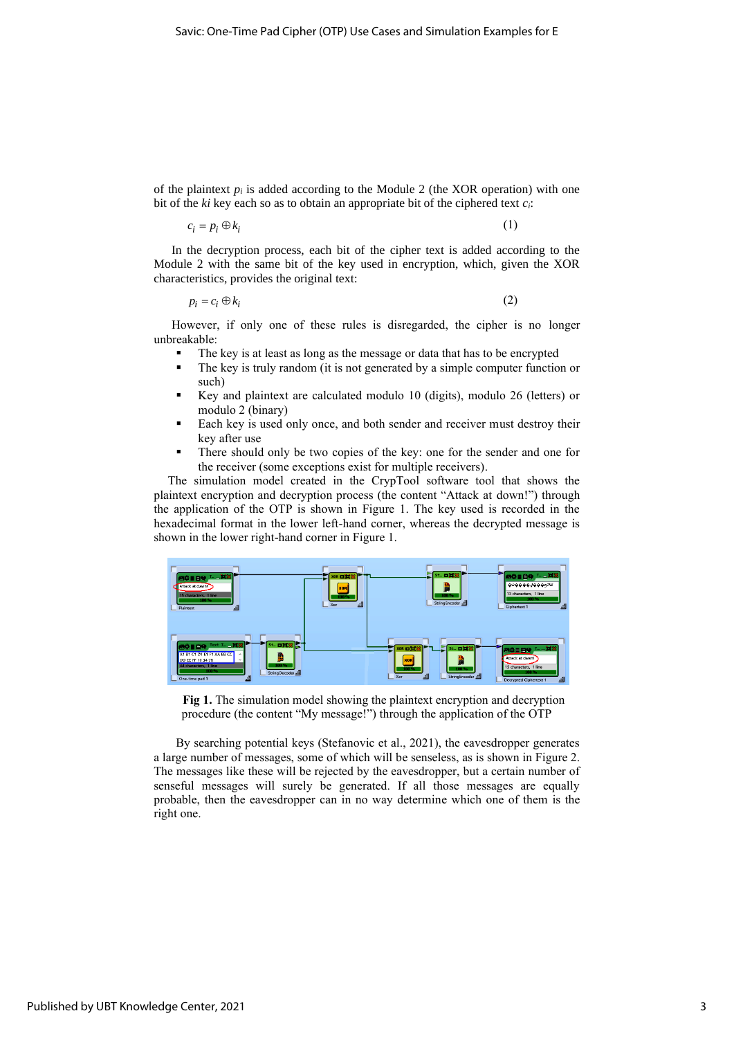of the plaintext $p_i$ is added according to the Module 2 (the XOR operation) with one bit of the *ki* key each so as to obtain an appropriate bit of the ciphered text $c_i$:

$$c_i = p_i \oplus k_i \tag{1}$$

In the decryption process, each bit of the cipher text is added according to the Module 2 with the same bit of the key used in encryption, which, given the XOR characteristics, provides the original text:

$$p_i = c_i \oplus k_i \tag{2}$$

However, if only one of these rules is disregarded, the cipher is no longer unbreakable:

- The key is at least as long as the message or data that has to be encrypted
- The key is truly random (it is not generated by a simple computer function or such)
- Key and plaintext are calculated modulo 10 (digits), modulo 26 (letters) or modulo 2 (binary)
- Each key is used only once, and both sender and receiver must destroy their key after use
- There should only be two copies of the key: one for the sender and one for the receiver (some exceptions exist for multiple receivers).

The simulation model created in the CrypTool software tool that shows the plaintext encryption and decryption process (the content "Attack at down!") through the application of the OTP is shown in Figure 1. The key used is recorded in the hexadecimal format in the lower left-hand corner, whereas the decrypted message is shown in the lower right-hand corner in Figure 1.

**Fig 1.** The simulation model showing the plaintext encryption and decryption procedure (the content "My message!") through the application of the OTP

By searching potential keys (Stefanovic et al., 2021), the eavesdropper generates a large number of messages, some of which will be senseless, as is shown in Figure 2. The messages like these will be rejected by the eavesdropper, but a certain number of senseful messages will surely be generated. If all those messages are equally probable, then the eavesdropper can in no way determine which one of them is the right one.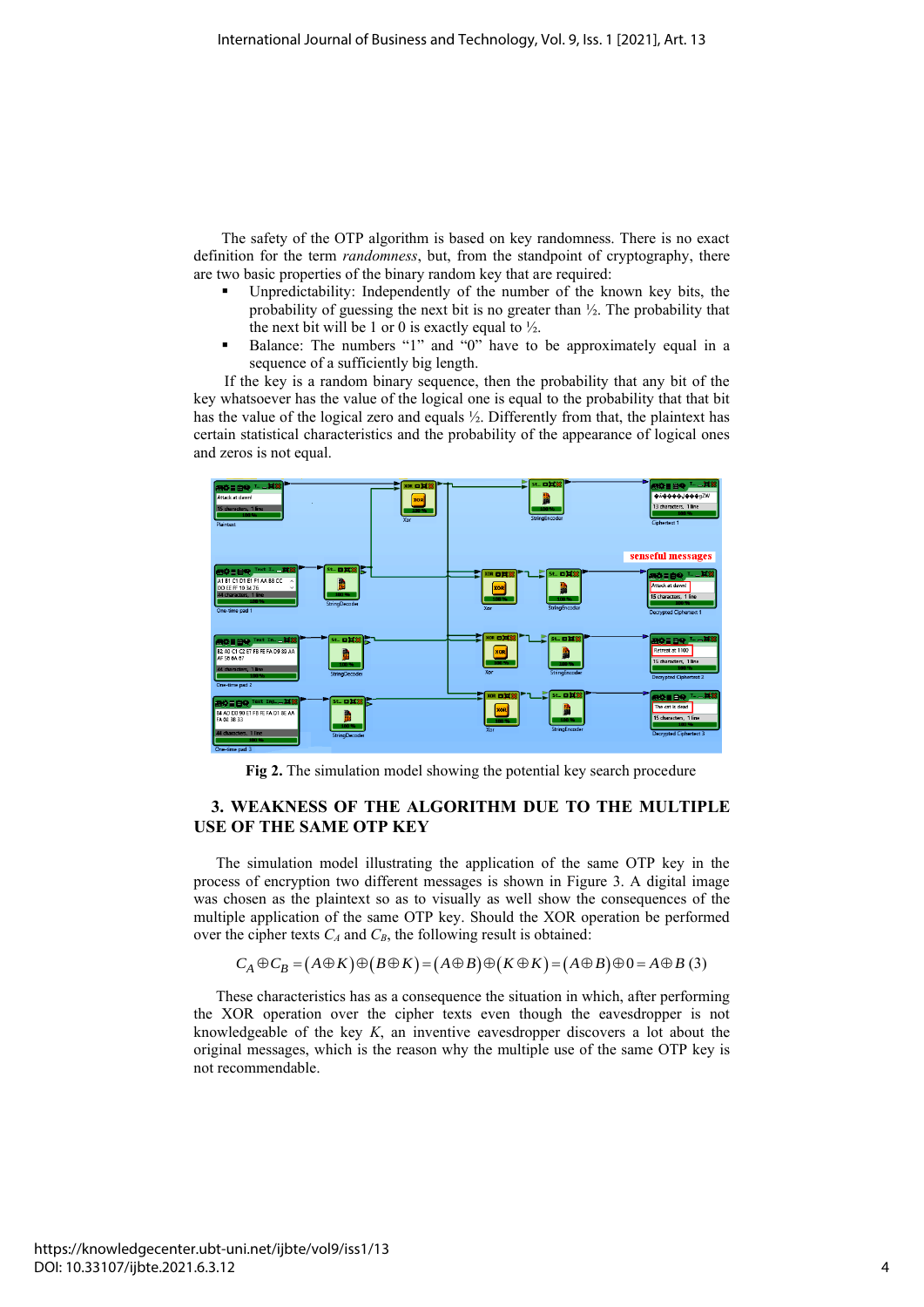The safety of the OTP algorithm is based on key randomness. There is no exact definition for the term *randomness*, but, from the standpoint of cryptography, there are two basic properties of the binary random key that are required:

- Unpredictability: Independently of the number of the known key bits, the probability of guessing the next bit is no greater than ½. The probability that the next bit will be 1 or 0 is exactly equal to ½.
- Balance: The numbers "1" and "0" have to be approximately equal in a sequence of a sufficiently big length.

If the key is a random binary sequence, then the probability that any bit of the key whatsoever has the value of the logical one is equal to the probability that that bit has the value of the logical zero and equals ½. Differently from that, the plaintext has certain statistical characteristics and the probability of the appearance of logical ones and zeros is not equal.

**Fig 2.** The simulation model showing the potential key search procedure

## 3. WEAKNESS OF THE ALGORITHM DUE TO THE MULTIPLE USE OF THE SAME OTP KEY

The simulation model illustrating the application of the same OTP key in the process of encryption two different messages is shown in Figure 3. A digital image was chosen as the plaintext so as to visually as well show the consequences of the multiple application of the same OTP key. Should the XOR operation be performed over the cipher texts $C_A$ and $C_B$, the following result is obtained:

$$C_A \oplus C_B = (A \oplus K) \oplus (B \oplus K) = (A \oplus B) \oplus (K \oplus K) = (A \oplus B) \oplus 0 = A \oplus B \quad (3)$$

These characteristics has as a consequence the situation in which, after performing the XOR operation over the cipher texts even though the eavesdropper is not knowledgeable of the key $K$, an inventive eavesdropper discovers a lot about the original messages, which is the reason why the multiple use of the same OTP key is not recommendable.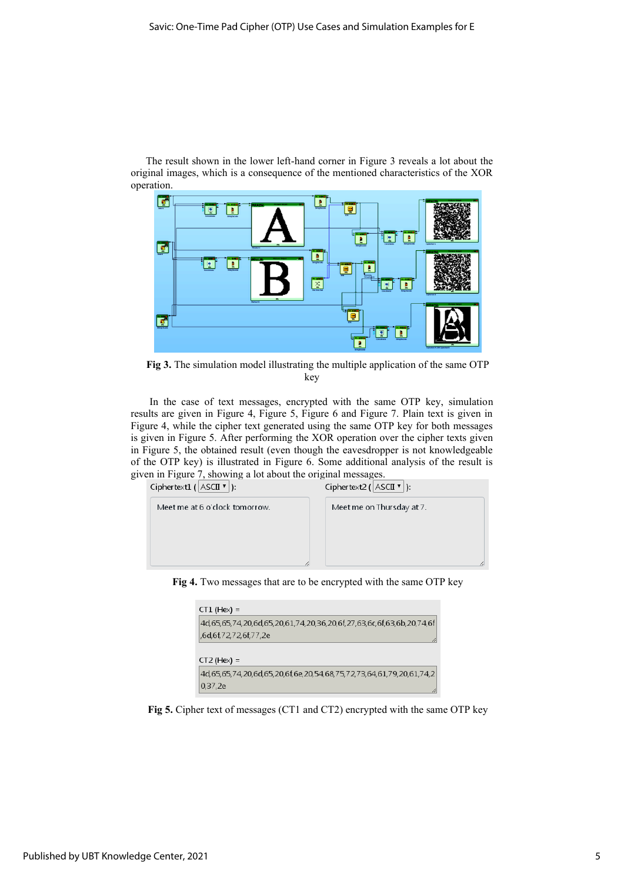The result shown in the lower left-hand corner in Figure 3 reveals a lot about the original images, which is a consequence of the mentioned characteristics of the XOR operation.

**Fig 3.** The simulation model illustrating the multiple application of the same OTP key

In the case of text messages, encrypted with the same OTP key, simulation results are given in Figure 4, Figure 5, Figure 6 and Figure 7. Plain text is given in Figure 4, while the cipher text generated using the same OTP key for both messages is given in Figure 5. After performing the XOR operation over the cipher texts given in Figure 5, the obtained result (even though the eavesdropper is not knowledgeable of the OTP key) is illustrated in Figure 6. Some additional analysis of the result is given in Figure 7, showing a lot about the original messages.

Ciphertext1 ( ASCII ): Meet me at 6 o'clock tomorrow.

Ciphertext2 ( ASCII ): Meet me on Thursday at 7.

**Fig 4.** Two messages that are to be encrypted with the same OTP key

CT1 (Hex) =
4d,65,65,74,20,6d,65,20,61,74,20,36,20,6f,27,63,6c,6f,63,6b,20,74,6f,6d,6f,72,72,6f,77,2e

CT2 (Hex) =
4d,65,65,74,20,6d,65,20,6f,6e,20,54,68,75,72,73,64,61,79,20,61,74,20,37,2e

**Fig 5.** Cipher text of messages (CT1 and CT2) encrypted with the same OTP key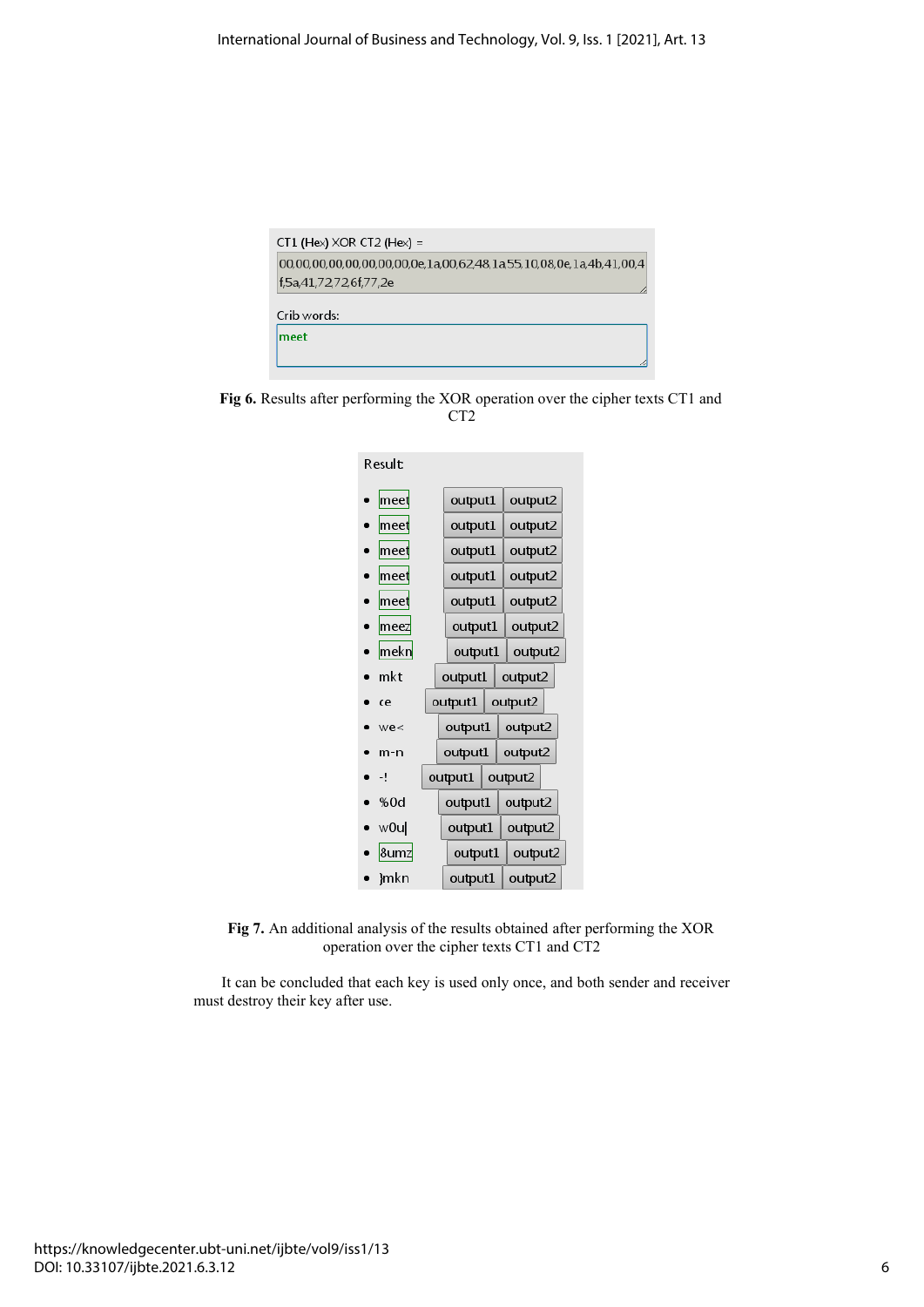CT1 (Hex) XOR CT2 (Hex) =

00,00,00,00,00,00,00,00,0e,1a,00,62,48,1a,55,10,08,0e,1a,4b,41,00,4f,5a,41,72,72,6f,77,2e

Crib words:

meet

**Fig 6.** Results after performing the XOR operation over the cipher texts CT1 and CT2

Result:

- meet output1 output2
- meet output1 output2
- meet output1 output2
- meet output1 output2
- meet output1 output2
- meez output1 output2
- mekn output1 output2
- mkt output1 output2
- ce output1 output2
- we< output1 output2
- m-n output1 output2
- -! output1 output2
- %0d output1 output2
- w0u| output1 output2
- 8umz output1 output2
- }mkn output1 output2

**Fig 7.** An additional analysis of the results obtained after performing the XOR operation over the cipher texts CT1 and CT2

It can be concluded that each key is used only once, and both sender and receiver must destroy their key after use.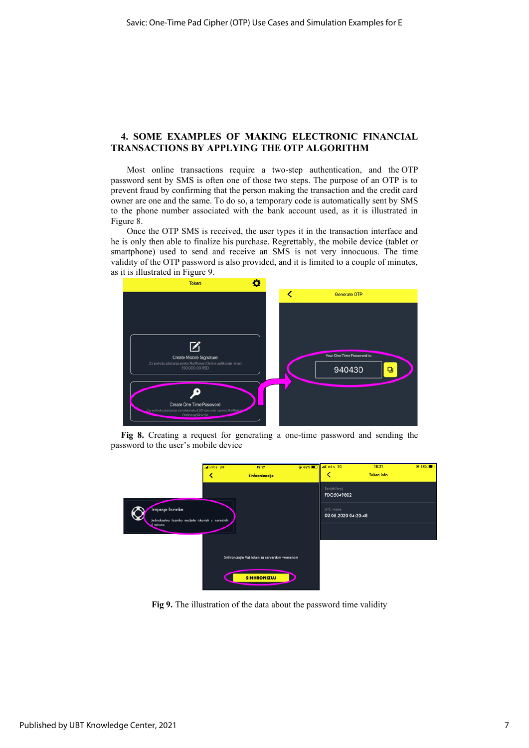## 4. SOME EXAMPLES OF MAKING ELECTRONIC FINANCIAL TRANSACTIONS BY APPLYING THE OTP ALGORITHM

Most online transactions require a two-step authentication, and the OTP password sent by SMS is often one of those two steps. The purpose of an OTP is to prevent fraud by confirming that the person making the transaction and the credit card owner are one and the same. To do so, a temporary code is automatically sent by SMS to the phone number associated with the bank account used, as it is illustrated in Figure 8.

Once the OTP SMS is received, the user types it in the transaction interface and he is only then able to finalize his purchase. Regrettably, the mobile device (tablet or smartphone) used to send and receive an SMS is not very innocuous. The time validity of the OTP password is also provided, and it is limited to a couple of minutes, as it is illustrated in Figure 9.

**Fig 8.** Creating a request for generating a one-time password and sending the password to the user's mobile device

**Fig 9.** The illustration of the data about the password time validity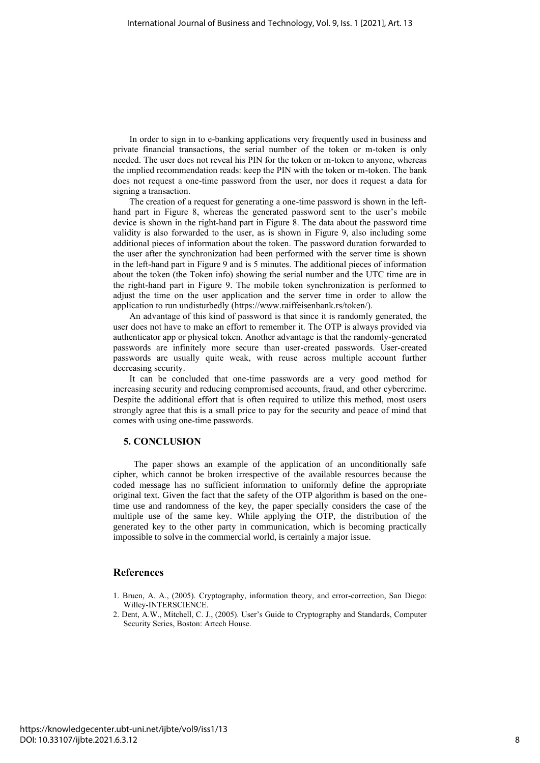In order to sign in to e-banking applications very frequently used in business and private financial transactions, the serial number of the token or m-token is only needed. The user does not reveal his PIN for the token or m-token to anyone, whereas the implied recommendation reads: keep the PIN with the token or m-token. The bank does not request a one-time password from the user, nor does it request a data for signing a transaction.

The creation of a request for generating a one-time password is shown in the left-hand part in Figure 8, whereas the generated password sent to the user's mobile device is shown in the right-hand part in Figure 8. The data about the password time validity is also forwarded to the user, as is shown in Figure 9, also including some additional pieces of information about the token. The password duration forwarded to the user after the synchronization had been performed with the server time is shown in the left-hand part in Figure 9 and is 5 minutes. The additional pieces of information about the token (the Token info) showing the serial number and the UTC time are in the right-hand part in Figure 9. The mobile token synchronization is performed to adjust the time on the user application and the server time in order to allow the application to run undisturbedly (https://www.raiffeisenbank.rs/token/).

An advantage of this kind of password is that since it is randomly generated, the user does not have to make an effort to remember it. The OTP is always provided via authenticator app or physical token. Another advantage is that the randomly-generated passwords are infinitely more secure than user-created passwords. User-created passwords are usually quite weak, with reuse across multiple account further decreasing security.

It can be concluded that one-time passwords are a very good method for increasing security and reducing compromised accounts, fraud, and other cybercrime. Despite the additional effort that is often required to utilize this method, most users strongly agree that this is a small price to pay for the security and peace of mind that comes with using one-time passwords.

## 5. CONCLUSION

The paper shows an example of the application of an unconditionally safe cipher, which cannot be broken irrespective of the available resources because the coded message has no sufficient information to uniformly define the appropriate original text. Given the fact that the safety of the OTP algorithm is based on the one-time use and randomness of the key, the paper specially considers the case of the multiple use of the same key. While applying the OTP, the distribution of the generated key to the other party in communication, which is becoming practically impossible to solve in the commercial world, is certainly a major issue.

## References

1. Bruen, A. A., (2005). Cryptography, information theory, and error-correction, San Diego: Willey-INTERSCIENCE.
2. Dent, A.W., Mitchell, C. J., (2005). User's Guide to Cryptography and Standards, Computer Security Series, Boston: Artech House.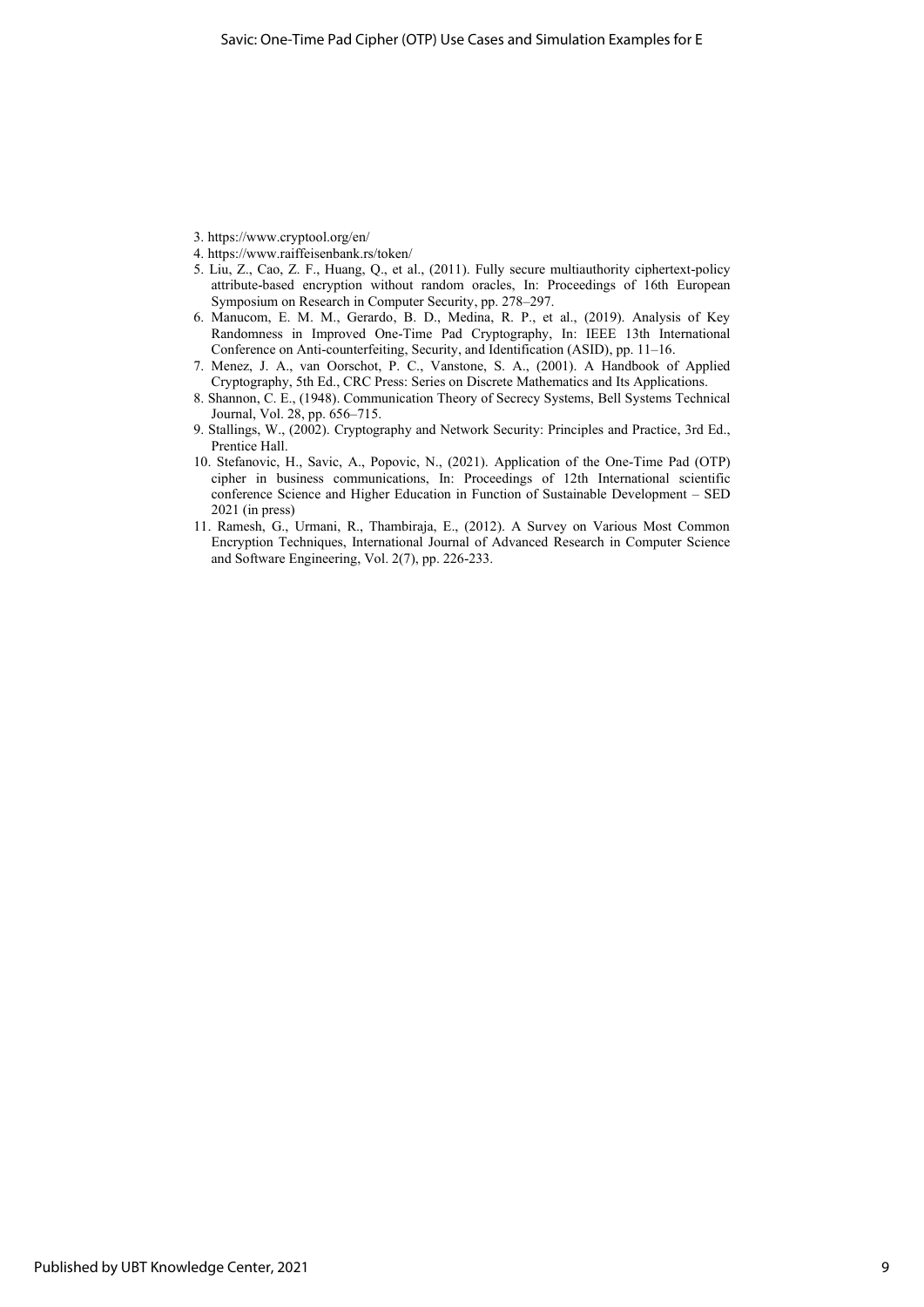3. https://www.cryptool.org/en/
4. https://www.raiffeisenbank.rs/token/
5. Liu, Z., Cao, Z. F., Huang, Q., et al., (2011). Fully secure multiauthority ciphertext-policy attribute-based encryption without random oracles, In: Proceedings of 16th European Symposium on Research in Computer Security, pp. 278–297.
6. Manucom, E. M. M., Gerardo, B. D., Medina, R. P., et al., (2019). Analysis of Key Randomness in Improved One-Time Pad Cryptography, In: IEEE 13th International Conference on Anti-counterfeiting, Security, and Identification (ASID), pp. 11–16.
7. Menez, J. A., van Oorschot, P. C., Vanstone, S. A., (2001). A Handbook of Applied Cryptography, 5th Ed., CRC Press: Series on Discrete Mathematics and Its Applications.
8. Shannon, C. E., (1948). Communication Theory of Secrecy Systems, Bell Systems Technical Journal, Vol. 28, pp. 656–715.
9. Stallings, W., (2002). Cryptography and Network Security: Principles and Practice, 3rd Ed., Prentice Hall.
10. Stefanovic, H., Savic, A., Popovic, N., (2021). Application of the One-Time Pad (OTP) cipher in business communications, In: Proceedings of 12th International scientific conference Science and Higher Education in Function of Sustainable Development – SED 2021 (in press)
11. Ramesh, G., Urmani, R., Thambiraja, E., (2012). A Survey on Various Most Common Encryption Techniques, International Journal of Advanced Research in Computer Science and Software Engineering, Vol. 2(7), pp. 226-233.